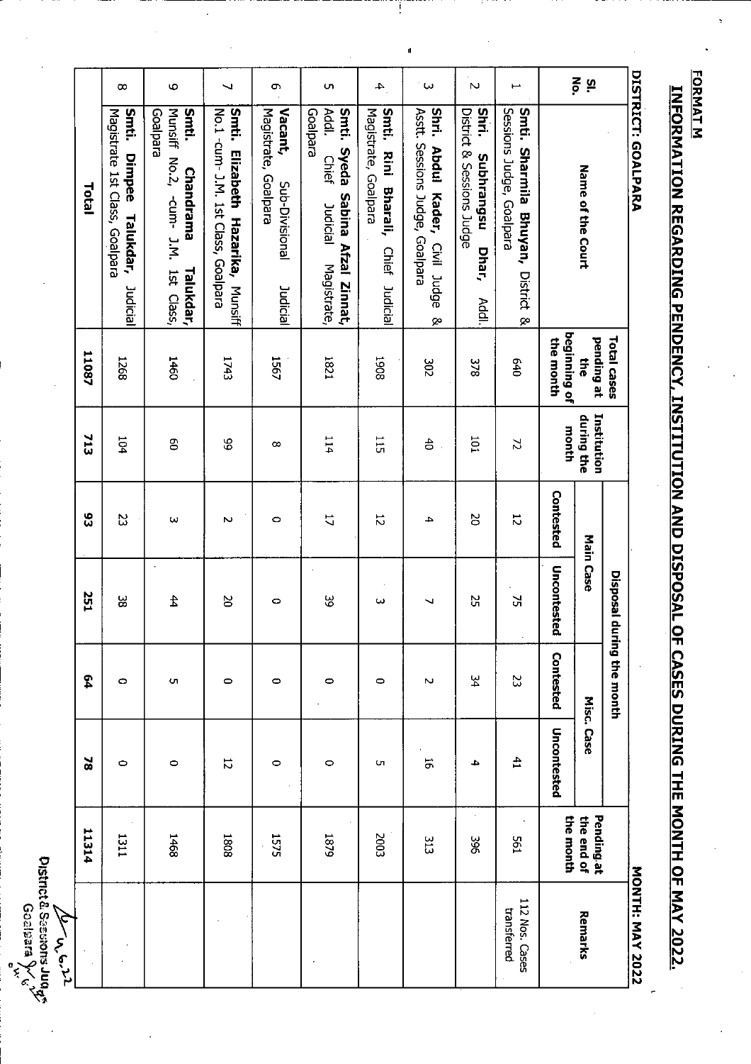FORMAT M

# INFORMATION REGARDING PENDENCY, INSTITUTION AND DISPOSAL OF CASES DURING THE MONTH OF MAY 2022.

DISTRICT: GOALPARA

MONTH: MAY 2022

| Sl. No. | Name of the Court | Total cases pending at the beginning of the month | Institution during the month | Disposal during the month | | | | Pending at the end of the month | Remarks |
|---|---|---|---|---|---|---|---|---|---|
| | | | | Main Case | | Misc. Case | | | |
| | | | | Contested | Uncontested | Contested | Uncontested | | |
| 1 | **Smti. Sharmila Bhuyan,** District & Sessions Judge, Goalpara | 640 | 72 | 12 | 75 | 23 | 41 | 561 | 112 Nos. Cases transferred |
| 2 | **Shri. Subhrangsu Dhar,** Addl. District & Sessions Judge | 378 | 101 | 20 | 25 | 34 | 4 | 396 | |
| 3 | **Shri. Abdul Kader,** Civil Judge & Asstt. Sessions Judge, Goalpara | 302 | 40 | 4 | 7 | 2 | 16 | 313 | |
| 4 | **Smti. Rini Bharali,** Chief Judicial Magistrate, Goalpara | 1908 | 115 | 12 | 3 | 0 | 5 | 2003 | |
| 5 | **Smti. Syeda Sabina Afzal Zinnat,** Addl. Chief Judicial Magistrate, Goalpara | 1821 | 114 | 17 | 39 | 0 | 0 | 1879 | |
| 6 | **Vacant,** Sub-Divisional Judicial Magistrate, Goalpara | 1567 | 8 | 0 | 0 | 0 | 0 | 1575 | |
| 7 | **Smti. Elizabeth Hazarika,** Munsiff No.1 -cum- J.M. 1st Class, Goalpara | 1743 | 99 | 2 | 20 | 0 | 12 | 1808 | |
| 9 | **Smti. Chandrama Talukdar,** Munsiff No.2, -cum- J.M. 1st Class, Goalpara | 1460 | 60 | 3 | 44 | 5 | 0 | 1468 | |
| 8 | **Smti. Dimpee Talukdar,** Judicial Magistrate 1st Class, Goalpara | 1268 | 104 | 23 | 38 | 0 | 0 | 1311 | |
| | **Total** | **11087** | **713** | **93** | **251** | **64** | **78** | **11314** | |

District & Sessions Judge, Goalpara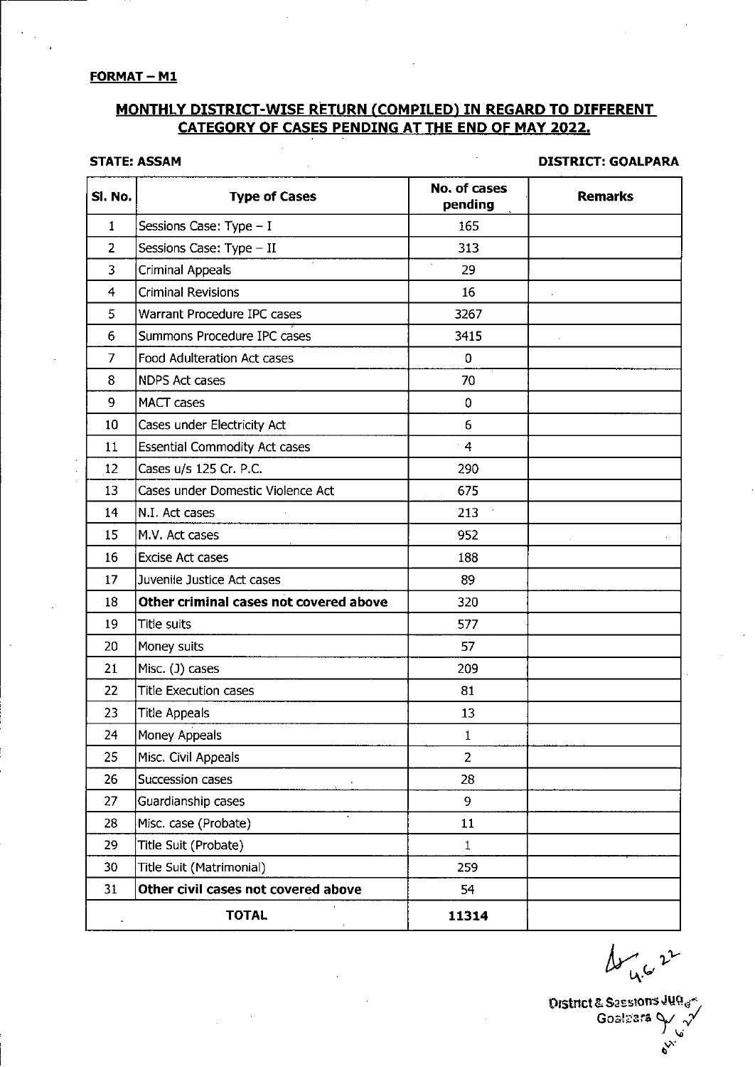**FORMAT – M1**

## MONTHLY DISTRICT-WISE RETURN (COMPILED) IN REGARD TO DIFFERENT CATEGORY OF CASES PENDING AT THE END OF MAY 2022.

**STATE: ASSAM** **DISTRICT: GOALPARA**

| Sl. No. | Type of Cases | No. of cases pending | Remarks |
|---|---|---|---|
| 1 | Sessions Case: Type – I | 165 | |
| 2 | Sessions Case: Type – II | 313 | |
| 3 | Criminal Appeals | 29 | |
| 4 | Criminal Revisions | 16 | |
| 5 | Warrant Procedure IPC cases | 3267 | |
| 6 | Summons Procedure IPC cases | 3415 | |
| 7 | Food Adulteration Act cases | 0 | |
| 8 | NDPS Act cases | 70 | |
| 9 | MACT cases | 0 | |
| 10 | Cases under Electricity Act | 6 | |
| 11 | Essential Commodity Act cases | 4 | |
| 12 | Cases u/s 125 Cr. P.C. | 290 | |
| 13 | Cases under Domestic Violence Act | 675 | |
| 14 | N.I. Act cases | 213 | |
| 15 | M.V. Act cases | 952 | |
| 16 | Excise Act cases | 188 | |
| 17 | Juvenile Justice Act cases | 89 | |
| 18 | **Other criminal cases not covered above** | 320 | |
| 19 | Title suits | 577 | |
| 20 | Money suits | 57 | |
| 21 | Misc. (J) cases | 209 | |
| 22 | Title Execution cases | 81 | |
| 23 | Title Appeals | 13 | |
| 24 | Money Appeals | 1 | |
| 25 | Misc. Civil Appeals | 2 | |
| 26 | Succession cases | 28 | |
| 27 | Guardianship cases | 9 | |
| 28 | Misc. case (Probate) | 11 | |
| 29 | Title Suit (Probate) | 1 | |
| 30 | Title Suit (Matrimonial) | 259 | |
| 31 | **Other civil cases not covered above** | 54 | |
| | **TOTAL** | **11314** | |

4.6.22

District & Sessions Judge
Goalpara
04.6.22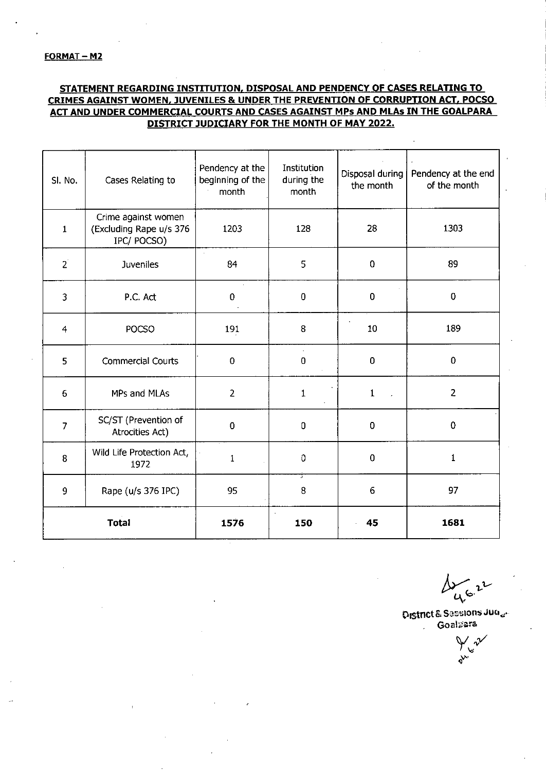**FORMAT – M2**

**STATEMENT REGARDING INSTITUTION, DISPOSAL AND PENDENCY OF CASES RELATING TO CRIMES AGAINST WOMEN, JUVENILES & UNDER THE PREVENTION OF CORRUPTION ACT, POCSO ACT AND UNDER COMMERCIAL COURTS AND CASES AGAINST MPs AND MLAs IN THE GOALPARA DISTRICT JUDICIARY FOR THE MONTH OF MAY 2022.**

| Sl. No. | Cases Relating to | Pendency at the beginning of the month | Institution during the month | Disposal during the month | Pendency at the end of the month |
|---|---|---|---|---|---|
| 1 | Crime against women (Excluding Rape u/s 376 IPC/ POCSO) | 1203 | 128 | 28 | 1303 |
| 2 | Juveniles | 84 | 5 | 0 | 89 |
| 3 | P.C. Act | 0 | 0 | 0 | 0 |
| 4 | POCSO | 191 | 8 | 10 | 189 |
| 5 | Commercial Courts | 0 | 0 | 0 | 0 |
| 6 | MPs and MLAs | 2 | 1 | 1 | 2 |
| 7 | SC/ST (Prevention of Atrocities Act) | 0 | 0 | 0 | 0 |
| 8 | Wild Life Protection Act, 1972 | 1 | 0 | 0 | 1 |
| 9 | Rape (u/s 376 IPC) | 95 | 8 | 6 | 97 |
| **Total** | | **1576** | **150** | **45** | **1681** |

4.6.22

District & Sessions Judge
Goalpara

04.6.22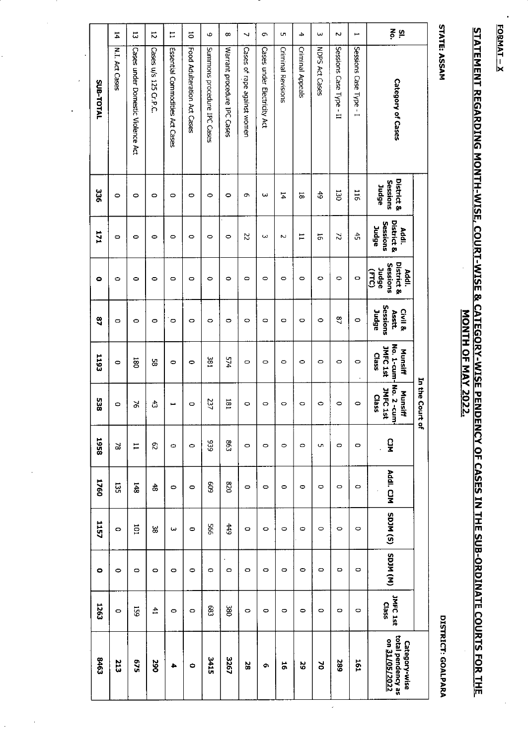FORMAT – X

# STATEMENT REGARDING MONTH-WISE, COURT-WISE & CATEGORY-WISE PENDENCY OF CASES IN THE SUB-ORDINATE COURTS FOR THE MONTH OF MAY 2022.

STATE: ASSAM

DISTRICT: GOALPARA

| Sl. No. | Category of Cases | In the Court of | | | | | | | | | | | Category-wise total pendency as on 31/05/2022 |
|---|---|---|---|---|---|---|---|---|---|---|---|---|---|
| | | District & Sessions Judge | Addl. District & Sessions Judge | Addl. District & Sessions Judge (FTC) | Civil & Asstt. Sessions Judge | Munsiff No. 1-cum-JMFC 1st Class | Munsiff No. 2-cum-JMFC 1st Class | CJM | Addl. CJM | SDJM (S) | SDJM (M) | JMFC 1st Class | |
| 1 | Sessions Case Type - I | 116 | 45 | 0 | 0 | 0 | 0 | 0 | 0 | 0 | 0 | 0 | **161** |
| 2 | Sessions Case Type - II | 130 | 72 | 0 | 87 | 0 | 0 | 0 | 0 | 0 | 0 | 0 | **289** |
| 3 | NDPS Act Cases | 49 | 16 | 0 | 0 | 0 | 0 | 5 | 0 | 0 | 0 | 0 | **70** |
| 4 | Criminal Appeals | 18 | 11 | 0 | 0 | 0 | 0 | 0 | 0 | 0 | 0 | 0 | **29** |
| 5 | Criminal Revisions | 14 | 2 | 0 | 0 | 0 | 0 | 0 | 0 | 0 | 0 | 0 | **16** |
| 6 | Cases under Electricity Act | 3 | 3 | 0 | 0 | 0 | 0 | 0 | 0 | 0 | 0 | 0 | **6** |
| 7 | Cases of rape against women | 6 | 22 | 0 | 0 | 0 | 0 | 0 | 0 | 0 | 0 | 0 | **28** |
| 8 | Warrant procedure IPC Cases | 0 | 0 | 0 | 0 | 574 | 181 | 863 | 820 | 449 | 0 | 380 | **3267** |
| 9 | Summons procedure IPC Cases | 0 | 0 | 0 | 0 | 381 | 237 | 939 | 609 | 566 | 0 | 683 | **3415** |
| 10 | Food Adulteration Act Cases | 0 | 0 | 0 | 0 | 0 | 0 | 0 | 0 | 0 | 0 | 0 | **0** |
| 11 | Essential Commodities Act Cases | 0 | 0 | 0 | 0 | 0 | 1 | 0 | 0 | 3 | 0 | 0 | **4** |
| 12 | Cases u/s 125 Cr.P.C. | 0 | 0 | 0 | 0 | 58 | 43 | 62 | 48 | 38 | 0 | 41 | **290** |
| 13 | Cases under Domestic Violence Act | 0 | 0 | 0 | 0 | 180 | 76 | 11 | 148 | 101 | 0 | 159 | **675** |
| 14 | N.I. Act Cases | 0 | 0 | 0 | 0 | 0 | 0 | 78 | 135 | 0 | 0 | 0 | **213** |
| | **SUB-TOTAL** | **336** | **171** | **0** | **87** | **1193** | **538** | **1958** | **1760** | **1157** | **0** | **1263** | **8463** |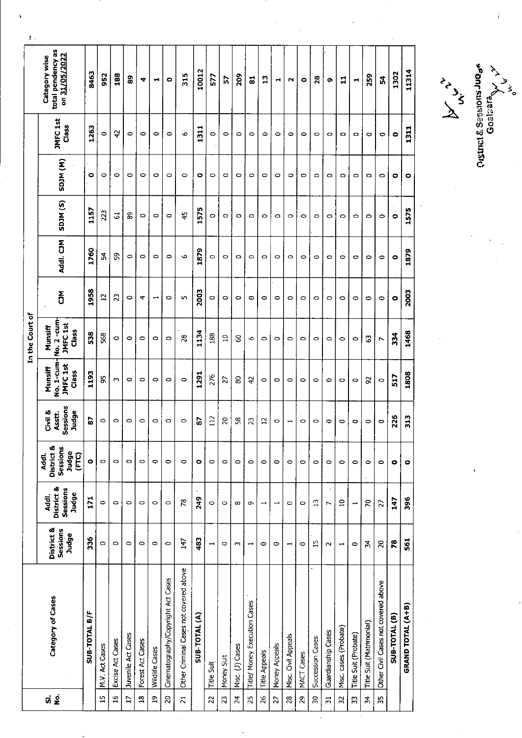| Sl. No. | Category of Cases | In the Court of | | | | | | | | | | | | Category wise total pendency as on 31/05/2022 |
|---|---|---|---|---|---|---|---|---|---|---|---|---|---|---|
| | | District & Sessions Judge | Addl. District & Sessions Judge | Addl. District & Sessions Judge (FTC) | Civil & Asstt. Sessions Judge | Munsiff No. 1-cum-JMFC 1st Class | Munsiff No. 2 -cum-JMFC 1st Class | CJM | Addl. CJM | SDJM (S) | SDJM (M) | JMFC 1st Class | |
| | **SUB-TOTAL B/F** | **336** | **171** | **0** | **87** | **1193** | **538** | **1958** | **1760** | **1157** | **0** | **1263** | **8463** |
| 15 | M.V. Act Cases | 0 | 0 | 0 | 0 | 95 | 568 | 12 | 54 | 223 | 0 | 0 | **952** |
| 16 | Excise Act Cases | 0 | 0 | 0 | 0 | 3 | 0 | 23 | 59 | 61 | 0 | 42 | **188** |
| 17 | Juvenile Act Cases | 0 | 0 | 0 | 0 | 0 | 0 | 0 | 0 | 89 | 0 | 0 | **89** |
| 18 | Forest Act Cases | 0 | 0 | 0 | 0 | 0 | 0 | 4 | 0 | 0 | 0 | 0 | **4** |
| 19 | Wildlife Cases | 0 | 0 | 0 | 0 | 0 | 0 | 1 | 0 | 0 | 0 | 0 | **1** |
| 20 | Cinematography/Copyright Act Cases | 0 | 0 | 0 | 0 | 0 | 0 | 0 | 0 | 0 | 0 | 0 | **0** |
| 21 | Other Criminal Cases not covered above | 147 | 78 | 0 | 0 | 0 | 28 | 5 | 6 | 45 | 0 | 6 | **315** |
| | **SUB-TOTAL (A)** | **483** | **249** | **0** | **87** | **1291** | **1134** | **2003** | **1879** | **1575** | **0** | **1311** | **10012** |
| 22 | Title Suit | 1 | 0 | 0 | 112 | 276 | 188 | 0 | 0 | 0 | 0 | 0 | **577** |
| 23 | Money Suit | 0 | 0 | 0 | 20 | 27 | 10 | 0 | 0 | 0 | 0 | 0 | **57** |
| 24 | Misc. (J) Cases | 3 | 8 | 0 | 58 | 80 | 60 | 0 | 0 | 0 | 0 | 0 | **209** |
| 25 | Title/ Money Execution Cases | 1 | 9 | 0 | 23 | 42 | 6 | 0 | 0 | 0 | 0 | 0 | **81** |
| 26 | Title Appeals | 0 | 1 | 0 | 12 | 0 | 0 | 0 | 0 | 0 | 0 | 0 | **13** |
| 27 | Money Appeals | 0 | 1 | 0 | 0 | 0 | 0 | 0 | 0 | 0 | 0 | 0 | **1** |
| 28 | Misc. Civil Appeals | 1 | 0 | 0 | 1 | 0 | 0 | 0 | 0 | 0 | 0 | 0 | **2** |
| 29 | MACT Cases | 0 | 0 | 0 | 0 | 0 | 0 | 0 | 0 | 0 | 0 | 0 | **0** |
| 30 | Succession Cases | 15 | 13 | 0 | 0 | 0 | 0 | 0 | 0 | 0 | 0 | 0 | **28** |
| 31 | Guardianship Cases | 2 | 7 | 0 | 0 | 0 | 0 | 0 | 0 | 0 | 0 | 0 | **9** |
| 32 | Misc. cases (Probate) | 1 | 10 | 0 | 0 | 0 | 0 | 0 | 0 | 0 | 0 | 0 | **11** |
| 33 | Title Suit (Probate) | 0 | 1 | 0 | 0 | 0 | 0 | 0 | 0 | 0 | 0 | 0 | **1** |
| 34 | Title Suit (Matrimonial) | 34 | 70 | 0 | 0 | 92 | 63 | 0 | 0 | 0 | 0 | 0 | **259** |
| 35 | Other Civil Cases not covered above | 20 | 27 | 0 | 0 | 0 | 7 | 0 | 0 | 0 | 0 | 0 | **54** |
| | **SUB-TOTAL (B)** | **78** | **147** | **0** | **226** | **517** | **334** | **0** | **0** | **0** | **0** | **0** | **1302** |
| | **GRAND TOTAL (A+B)** | **561** | **396** | **0** | **313** | **1808** | **1468** | **2003** | **1879** | **1575** | **0** | **1311** | **11314** |

District & Sessions Judge
Goalpara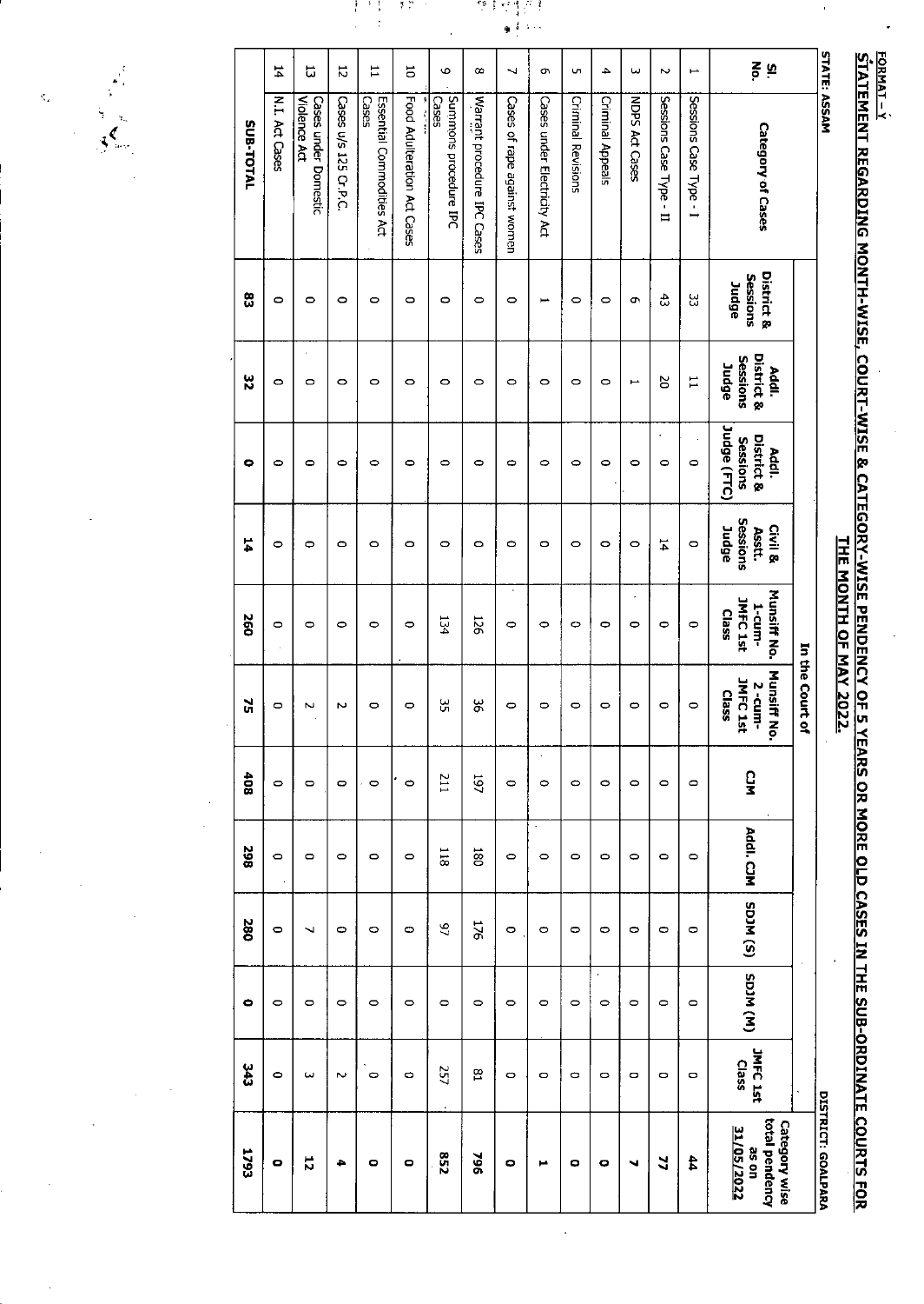FORMAT - Y

**STATEMENT REGARDING MONTH-WISE, COURT-WISE & CATEGORY-WISE PENDENCY OF 5 YEARS OR MORE OLD CASES IN THE SUB-ORDINATE COURTS FOR THE MONTH OF MAY 2022.**

STATE: ASSAM | DISTRICT: GOALPARA

| Sl. No. | Category of Cases | In the Court of | | | | | | | | | | | Category wise total pendency as on 31/05/2022 |
|---|---|---|---|---|---|---|---|---|---|---|---|---|---|
| | | District & Sessions Judge | Addl. District & Sessions Judge | Addl. District & Sessions Judge (FTC) | Civil & Asstt. Sessions Judge | Munsiff No. 1-cum-JMFC 1st Class | Munsiff No. 2-cum-JMFC 1st Class | CJM | Addl. CJM | SDJM (S) | SDJM (M) | JMFC 1st Class | |
| 1 | Sessions Case Type - I | 33 | 11 | 0 | 0 | 0 | 0 | 0 | 0 | 0 | 0 | 0 | **44** |
| 2 | Sessions Case Type - II | 43 | 20 | 0 | 14 | 0 | 0 | 0 | 0 | 0 | 0 | 0 | **77** |
| 3 | NDPS Act Cases | 6 | 1 | 0 | 0 | 0 | 0 | 0 | 0 | 0 | 0 | 0 | **7** |
| 4 | Criminal Appeals | 0 | 0 | 0 | 0 | 0 | 0 | 0 | 0 | 0 | 0 | 0 | **0** |
| 5 | Criminal Revisions | 0 | 0 | 0 | 0 | 0 | 0 | 0 | 0 | 0 | 0 | 0 | **0** |
| 6 | Cases under Electricity Act | 1 | 0 | 0 | 0 | 0 | 0 | 0 | 0 | 0 | 0 | 0 | **1** |
| 7 | Cases of rape against women | 0 | 0 | 0 | 0 | 0 | 0 | 0 | 0 | 0 | 0 | 0 | **0** |
| 8 | Warrant procedure IPC Cases | 0 | 0 | 0 | 0 | 126 | 36 | 197 | 180 | 176 | 0 | 81 | **796** |
| 9 | Summons procedure IPC Cases | 0 | 0 | 0 | 0 | 134 | 35 | 211 | 118 | 97 | 0 | 257 | **852** |
| 10 | Food Adulteration Act Cases | 0 | 0 | 0 | 0 | 0 | 0 | 0 | 0 | 0 | 0 | 0 | **0** |
| 11 | Essential Commodities Act Cases | 0 | 0 | 0 | 0 | 0 | 0 | 0 | 0 | 0 | 0 | 0 | **0** |
| 12 | Cases u/s 125 Cr.P.C. | 0 | 0 | 0 | 0 | 0 | 2 | 0 | 0 | 0 | 0 | 2 | **4** |
| 13 | Cases under Domestic Violence Act | 0 | 0 | 0 | 0 | 0 | 2 | 0 | 0 | 7 | 0 | 3 | **12** |
| 14 | N.I Act Cases | 0 | 0 | 0 | 0 | 0 | 0 | 0 | 0 | 0 | 0 | 0 | **0** |
| | **SUB-TOTAL** | **83** | **32** | **0** | **14** | **260** | **75** | **408** | **298** | **280** | **0** | **343** | **1793** |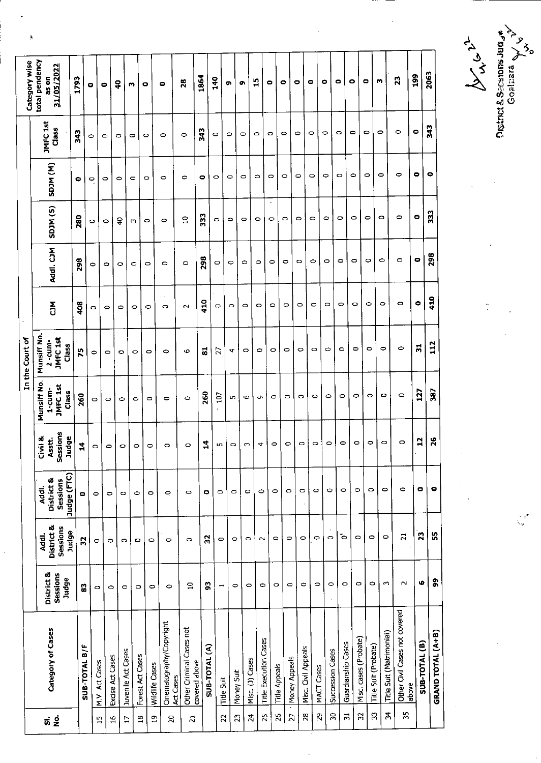| Sl. No. | Category of Cases | In the Court of | | | | | | | | | | | Category wise total pendency as on 31/05/2022 |
|---|---|---|---|---|---|---|---|---|---|---|---|---|---|
| | | District & Sessions Judge | Addl. District & Sessions Judge | Addl. District & Sessions Judge (FTC) | Civil & Asstt. Sessions Judge | Munsiff No. 1-cum-JMFC 1st Class | Munsiff No. 2-cum-JMFC 1st Class | CJM | Addl. CJM | SDJM (S) | SDJM (M) | JMFC 1st Class | |
| | SUB-TOTAL B/F | 83 | 32 | 0 | 14 | 260 | 75 | 408 | 298 | 280 | 0 | 343 | 1793 |
| 15 | M.V. Act Cases | 0 | 0 | 0 | 0 | 0 | 0 | 0 | 0 | 0 | 0 | 0 | 0 |
| 16 | Excise Act Cases | 0 | 0 | 0 | 0 | 0 | 0 | 0 | 0 | 0 | 0 | 0 | 0 |
| 17 | Juvenile Act Cases | 0 | 0 | 0 | 0 | 0 | 0 | 0 | 0 | 40 | 0 | 0 | 40 |
| 18 | Forest Act Cases | 0 | 0 | 0 | 0 | 0 | 0 | 0 | 0 | 3 | 0 | 0 | 3 |
| 19 | Wildlife Cases | 0 | 0 | 0 | 0 | 0 | 0 | 0 | 0 | 0 | 0 | 0 | 0 |
| 20 | Cinematography/Copyright Act Cases | 0 | 0 | 0 | 0 | 0 | 0 | 0 | 0 | 0 | 0 | 0 | 0 |
| 21 | Other Criminal Cases not covered above | 10 | 0 | 0 | 0 | 0 | 6 | 2 | 0 | 10 | 0 | 0 | 28 |
| | SUB-TOTAL (A) | 93 | 32 | 0 | 14 | 260 | 81 | 410 | 298 | 333 | 0 | 343 | 1864 |
| 22 | Title Suit | 1 | 0 | 0 | 5 | 107 | 27 | 0 | 0 | 0 | 0 | 0 | 140 |
| 23 | Money Suit | 0 | 0 | 0 | 0 | 5 | 4 | 0 | 0 | 0 | 0 | 0 | 9 |
| 24 | Misc. (J) Cases | 0 | 0 | 0 | 3 | 6 | 0 | 0 | 0 | 0 | 0 | 0 | 9 |
| 25 | Title Execution Cases | 0 | 2 | 0 | 4 | 9 | 0 | 0 | 0 | 0 | 0 | 0 | 15 |
| 26 | Title Appeals | 0 | 0 | 0 | 0 | 0 | 0 | 0 | 0 | 0 | 0 | 0 | 0 |
| 27 | Money Appeals | 0 | 0 | 0 | 0 | 0 | 0 | 0 | 0 | 0 | 0 | 0 | 0 |
| 28 | Misc. Civil Appeals | 0 | 0 | 0 | 0 | 0 | 0 | 0 | 0 | 0 | 0 | 0 | 0 |
| 29 | MACT Cases | 0 | 0 | 0 | 0 | 0 | 0 | 0 | 0 | 0 | 0 | 0 | 0 |
| 30 | Succession Cases | 0 | 0 | 0 | 0 | 0 | 0 | 0 | 0 | 0 | 0 | 0 | 0 |
| 31 | Guardianship Cases | 0 | 0 | 0 | 0 | 0 | 0 | 0 | 0 | 0 | 0 | 0 | 0 |
| 32 | Misc. cases (Probate) | 0 | 0 | 0 | 0 | 0 | 0 | 0 | 0 | 0 | 0 | 0 | 0 |
| 33 | Title Suit (Probate) | 0 | 0 | 0 | 0 | 0 | 0 | 0 | 0 | 0 | 0 | 0 | 0 |
| 34 | Title Suit (Matrimonial) | 3 | 0 | 0 | 0 | 0 | 0 | 0 | 0 | 0 | 0 | 0 | 3 |
| 35 | Other Civil Cases not covered above | 2 | 21 | 0 | 0 | 0 | 0 | 0 | 0 | 0 | 0 | 0 | 23 |
| | SUB-TOTAL (B) | 6 | 23 | 0 | 12 | 127 | 31 | 0 | 0 | 0 | 0 | 0 | 199 |
| | GRAND TOTAL (A+B) | 99 | 55 | 0 | 26 | 387 | 112 | 410 | 298 | 333 | 0 | 343 | 2063 |

District & Sessions Judge,
Goalpara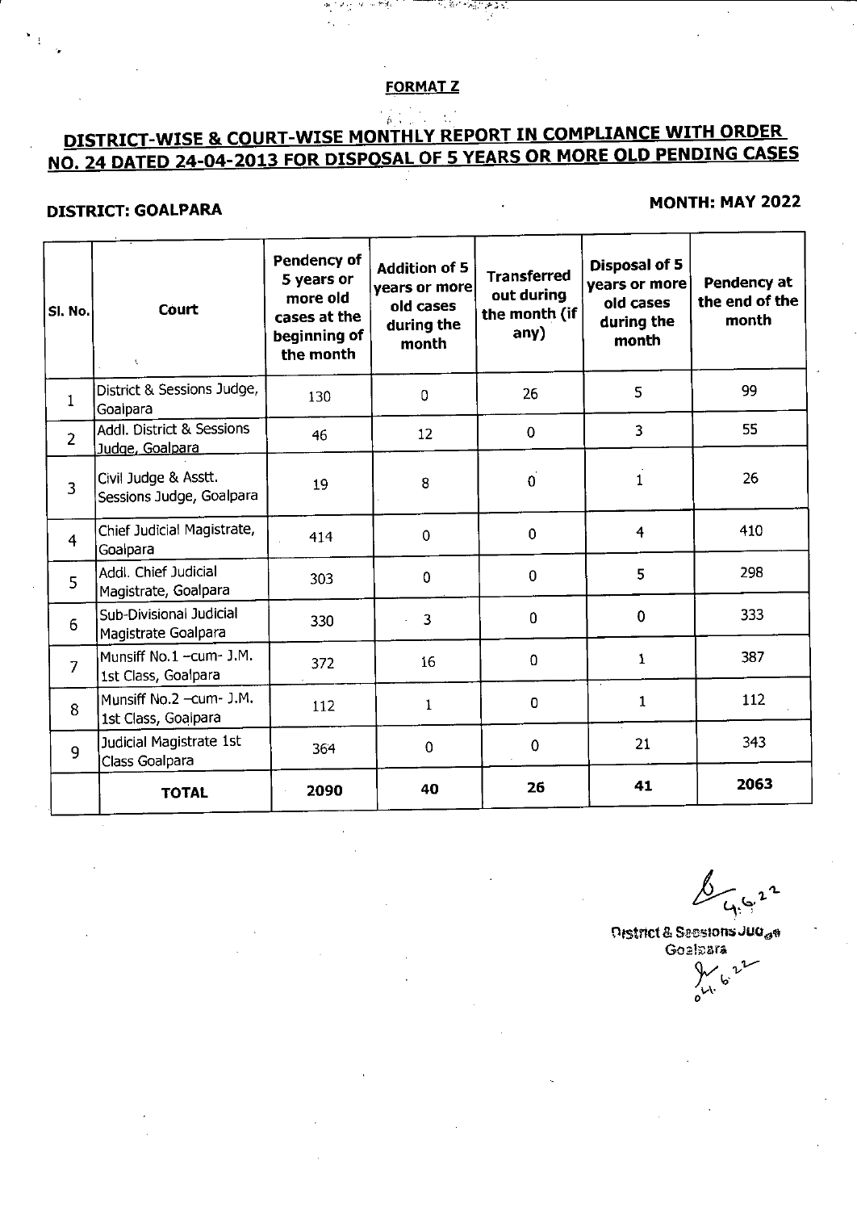**FORMAT Z**

## DISTRICT-WISE & COURT-WISE MONTHLY REPORT IN COMPLIANCE WITH ORDER NO. 24 DATED 24-04-2013 FOR DISPOSAL OF 5 YEARS OR MORE OLD PENDING CASES

**DISTRICT: GOALPARA** **MONTH: MAY 2022**

| Sl. No. | Court | Pendency of 5 years or more old cases at the beginning of the month | Addition of 5 years or more old cases during the month | Transferred out during the month (if any) | Disposal of 5 years or more old cases during the month | Pendency at the end of the month |
|---|---|---|---|---|---|---|
| 1 | District & Sessions Judge, Goalpara | 130 | 0 | 26 | 5 | 99 |
| 2 | Addl. District & Sessions Judge, Goalpara | 46 | 12 | 0 | 3 | 55 |
| 3 | Civil Judge & Asstt. Sessions Judge, Goalpara | 19 | 8 | 0 | 1 | 26 |
| 4 | Chief Judicial Magistrate, Goalpara | 414 | 0 | 0 | 4 | 410 |
| 5 | Addl. Chief Judicial Magistrate, Goalpara | 303 | 0 | 0 | 5 | 298 |
| 6 | Sub-Divisional Judicial Magistrate Goalpara | 330 | 3 | 0 | 0 | 333 |
| 7 | Munsiff No.1 –cum- J.M. 1st Class, Goalpara | 372 | 16 | 0 | 1 | 387 |
| 8 | Munsiff No.2 –cum- J.M. 1st Class, Goalpara | 112 | 1 | 0 | 1 | 112 |
| 9 | Judicial Magistrate 1st Class Goalpara | 364 | 0 | 0 | 21 | 343 |
| | **TOTAL** | **2090** | **40** | **26** | **41** | **2063** |

4.6.22

District & Sessions Judge
Goalpara
04.6.22